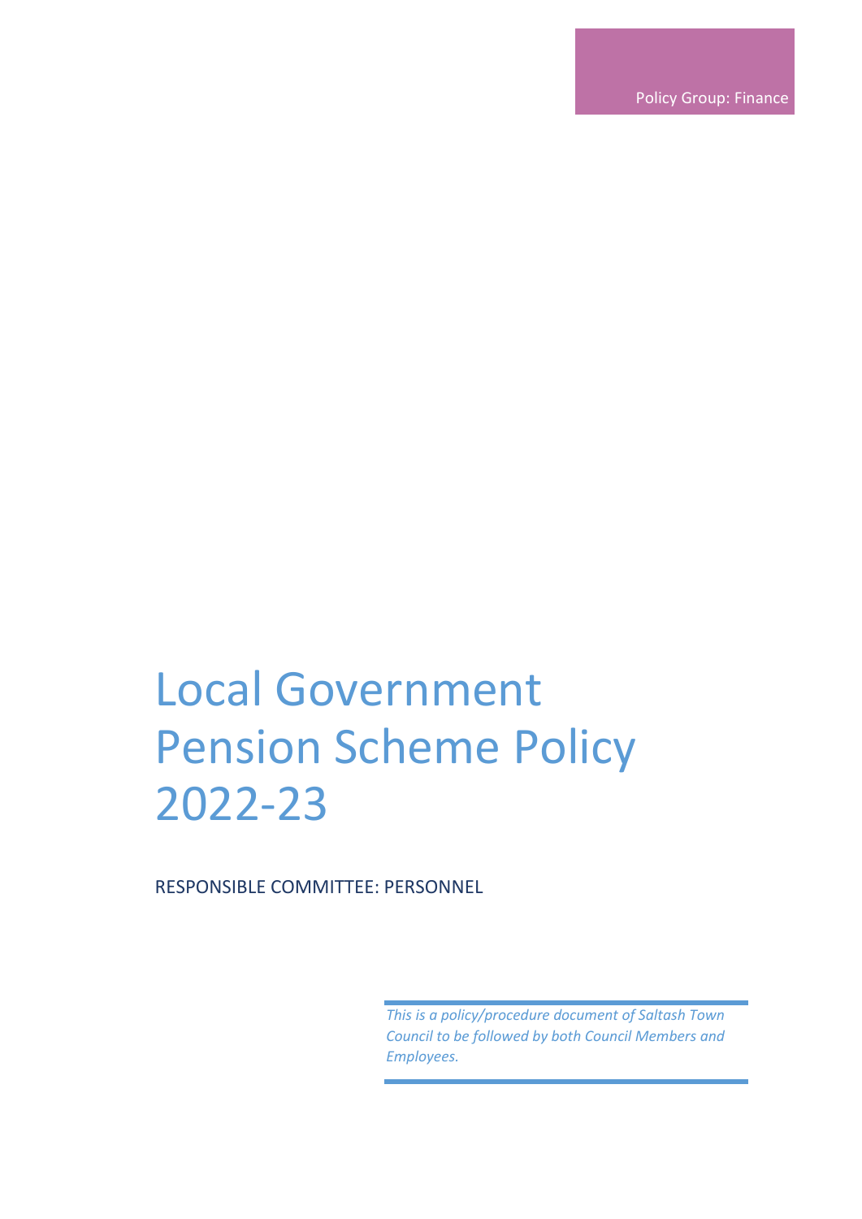Policy Group: Finance

# Local Government Pension Scheme Policy 2022-23

RESPONSIBLE COMMITTEE: PERSONNEL

*This is a policy/procedure document of Saltash Town Council to be followed by both Council Members and Employees.*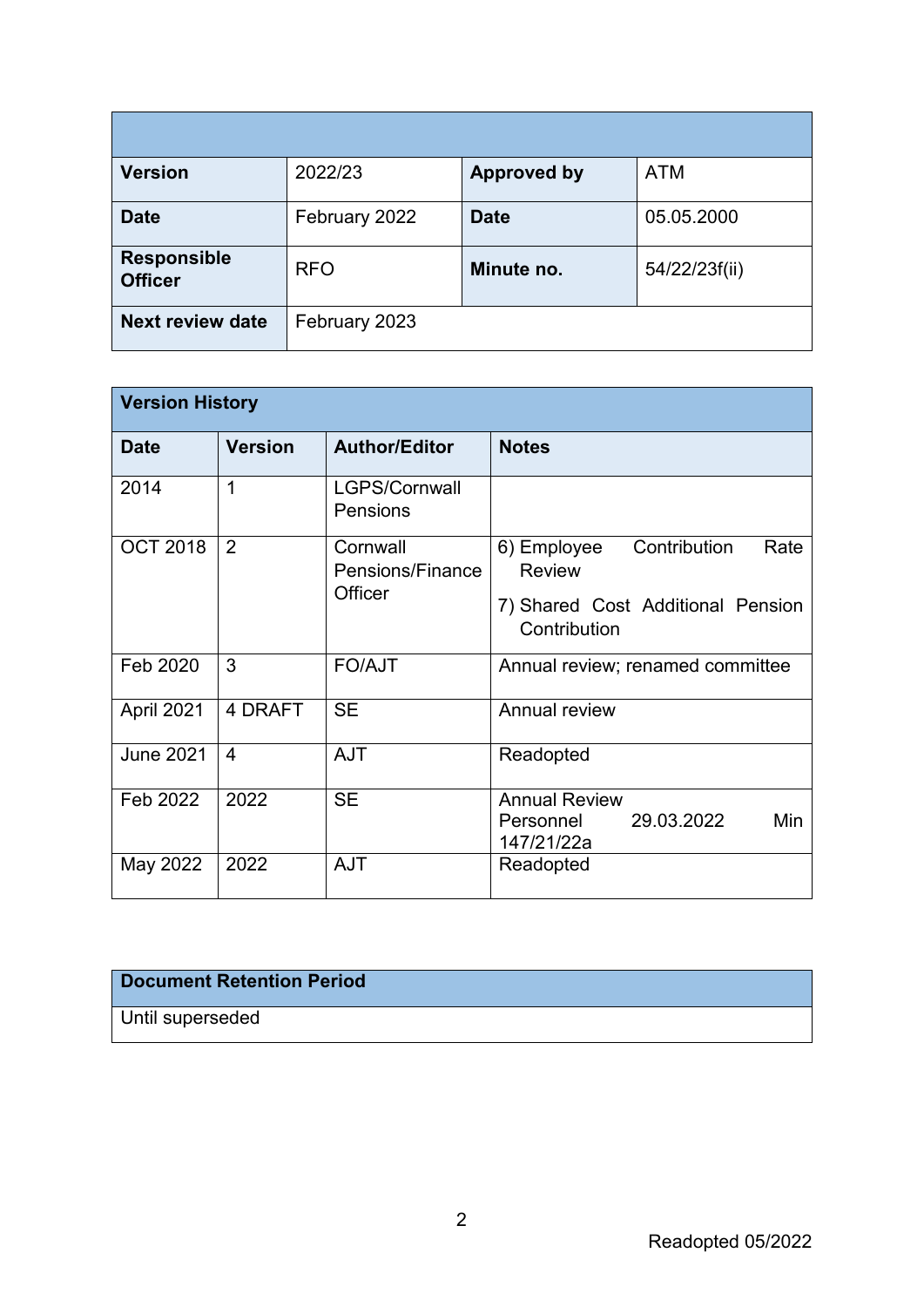| | | | |
|---|---|---|---|
| **Version** | 2022/23 | **Approved by** | ATM |
| **Date** | February 2022 | **Date** | 05.05.2000 |
| **Responsible Officer** | RFO | **Minute no.** | 54/22/23f(ii) |
| **Next review date** | February 2023 | | |

| **Version History** | | | |
|---|---|---|---|
| **Date** | **Version** | **Author/Editor** | **Notes** |
| 2014 | 1 | LGPS/Cornwall Pensions | |
| OCT 2018 | 2 | Cornwall Pensions/Finance Officer | 6) Employee Contribution Rate Review<br>7) Shared Cost Additional Pension Contribution |
| Feb 2020 | 3 | FO/AJT | Annual review; renamed committee |
| April 2021 | 4 DRAFT | SE | Annual review |
| June 2021 | 4 | AJT | Readopted |
| Feb 2022 | 2022 | SE | Annual Review Personnel 29.03.2022 Min 147/21/22a |
| May 2022 | 2022 | AJT | Readopted |

| **Document Retention Period** |
|---|
| Until superseded |

Readopted 05/2022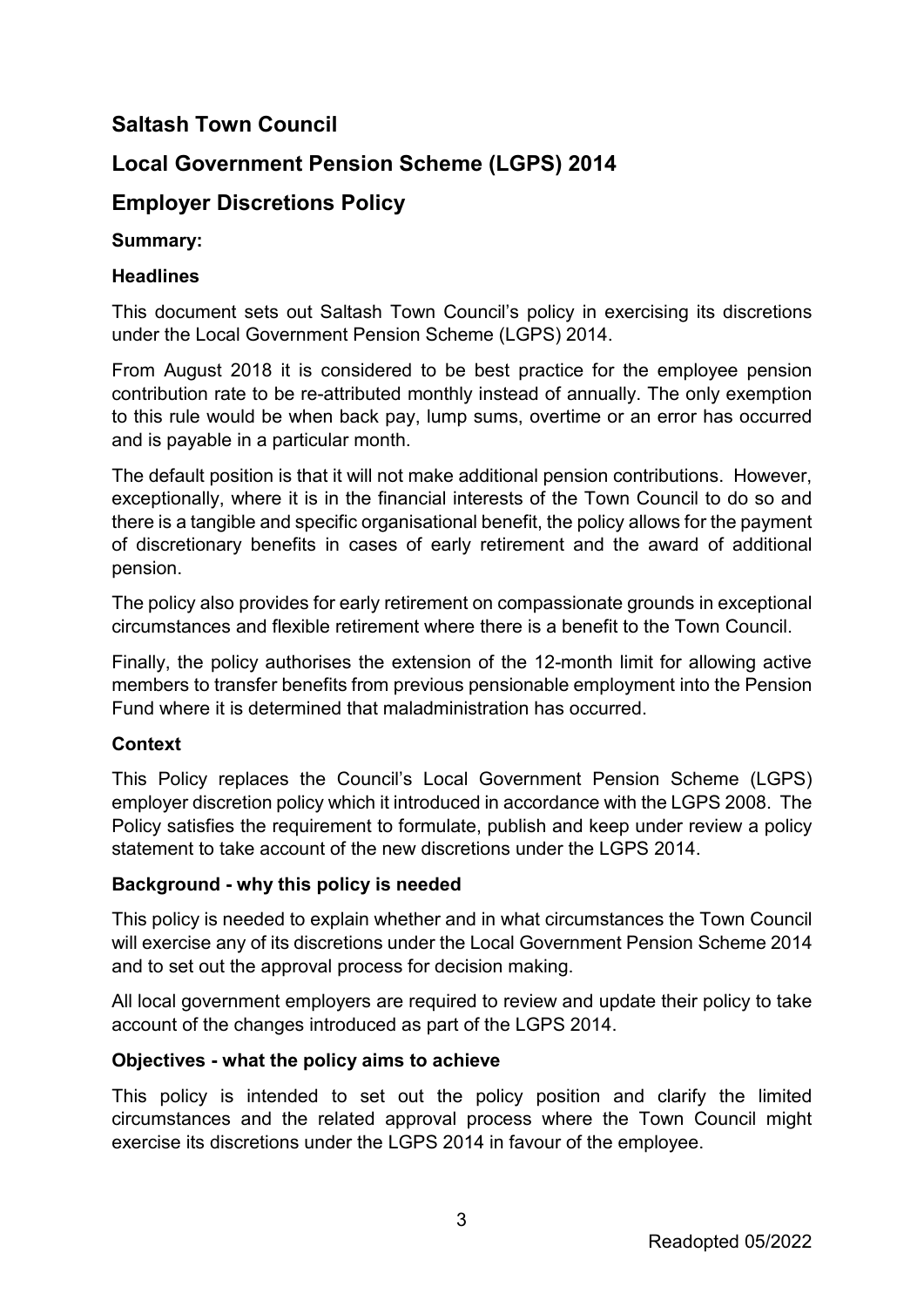# Saltash Town Council

## Local Government Pension Scheme (LGPS) 2014

## Employer Discretions Policy

### Summary:

### Headlines

This document sets out Saltash Town Council's policy in exercising its discretions under the Local Government Pension Scheme (LGPS) 2014.

From August 2018 it is considered to be best practice for the employee pension contribution rate to be re-attributed monthly instead of annually. The only exemption to this rule would be when back pay, lump sums, overtime or an error has occurred and is payable in a particular month.

The default position is that it will not make additional pension contributions. However, exceptionally, where it is in the financial interests of the Town Council to do so and there is a tangible and specific organisational benefit, the policy allows for the payment of discretionary benefits in cases of early retirement and the award of additional pension.

The policy also provides for early retirement on compassionate grounds in exceptional circumstances and flexible retirement where there is a benefit to the Town Council.

Finally, the policy authorises the extension of the 12-month limit for allowing active members to transfer benefits from previous pensionable employment into the Pension Fund where it is determined that maladministration has occurred.

### Context

This Policy replaces the Council's Local Government Pension Scheme (LGPS) employer discretion policy which it introduced in accordance with the LGPS 2008. The Policy satisfies the requirement to formulate, publish and keep under review a policy statement to take account of the new discretions under the LGPS 2014.

### Background - why this policy is needed

This policy is needed to explain whether and in what circumstances the Town Council will exercise any of its discretions under the Local Government Pension Scheme 2014 and to set out the approval process for decision making.

All local government employers are required to review and update their policy to take account of the changes introduced as part of the LGPS 2014.

### Objectives - what the policy aims to achieve

This policy is intended to set out the policy position and clarify the limited circumstances and the related approval process where the Town Council might exercise its discretions under the LGPS 2014 in favour of the employee.

Readopted 05/2022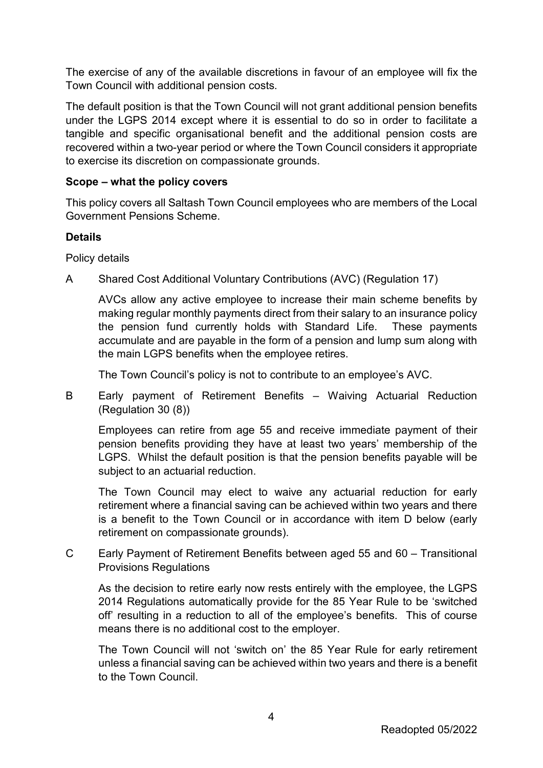The exercise of any of the available discretions in favour of an employee will fix the Town Council with additional pension costs.

The default position is that the Town Council will not grant additional pension benefits under the LGPS 2014 except where it is essential to do so in order to facilitate a tangible and specific organisational benefit and the additional pension costs are recovered within a two-year period or where the Town Council considers it appropriate to exercise its discretion on compassionate grounds.

**Scope – what the policy covers**

This policy covers all Saltash Town Council employees who are members of the Local Government Pensions Scheme.

**Details**

Policy details

A Shared Cost Additional Voluntary Contributions (AVC) (Regulation 17)

AVCs allow any active employee to increase their main scheme benefits by making regular monthly payments direct from their salary to an insurance policy the pension fund currently holds with Standard Life. These payments accumulate and are payable in the form of a pension and lump sum along with the main LGPS benefits when the employee retires.

The Town Council's policy is not to contribute to an employee's AVC.

B Early payment of Retirement Benefits – Waiving Actuarial Reduction (Regulation 30 (8))

Employees can retire from age 55 and receive immediate payment of their pension benefits providing they have at least two years' membership of the LGPS. Whilst the default position is that the pension benefits payable will be subject to an actuarial reduction.

The Town Council may elect to waive any actuarial reduction for early retirement where a financial saving can be achieved within two years and there is a benefit to the Town Council or in accordance with item D below (early retirement on compassionate grounds).

C Early Payment of Retirement Benefits between aged 55 and 60 – Transitional Provisions Regulations

As the decision to retire early now rests entirely with the employee, the LGPS 2014 Regulations automatically provide for the 85 Year Rule to be 'switched off' resulting in a reduction to all of the employee's benefits. This of course means there is no additional cost to the employer.

The Town Council will not 'switch on' the 85 Year Rule for early retirement unless a financial saving can be achieved within two years and there is a benefit to the Town Council.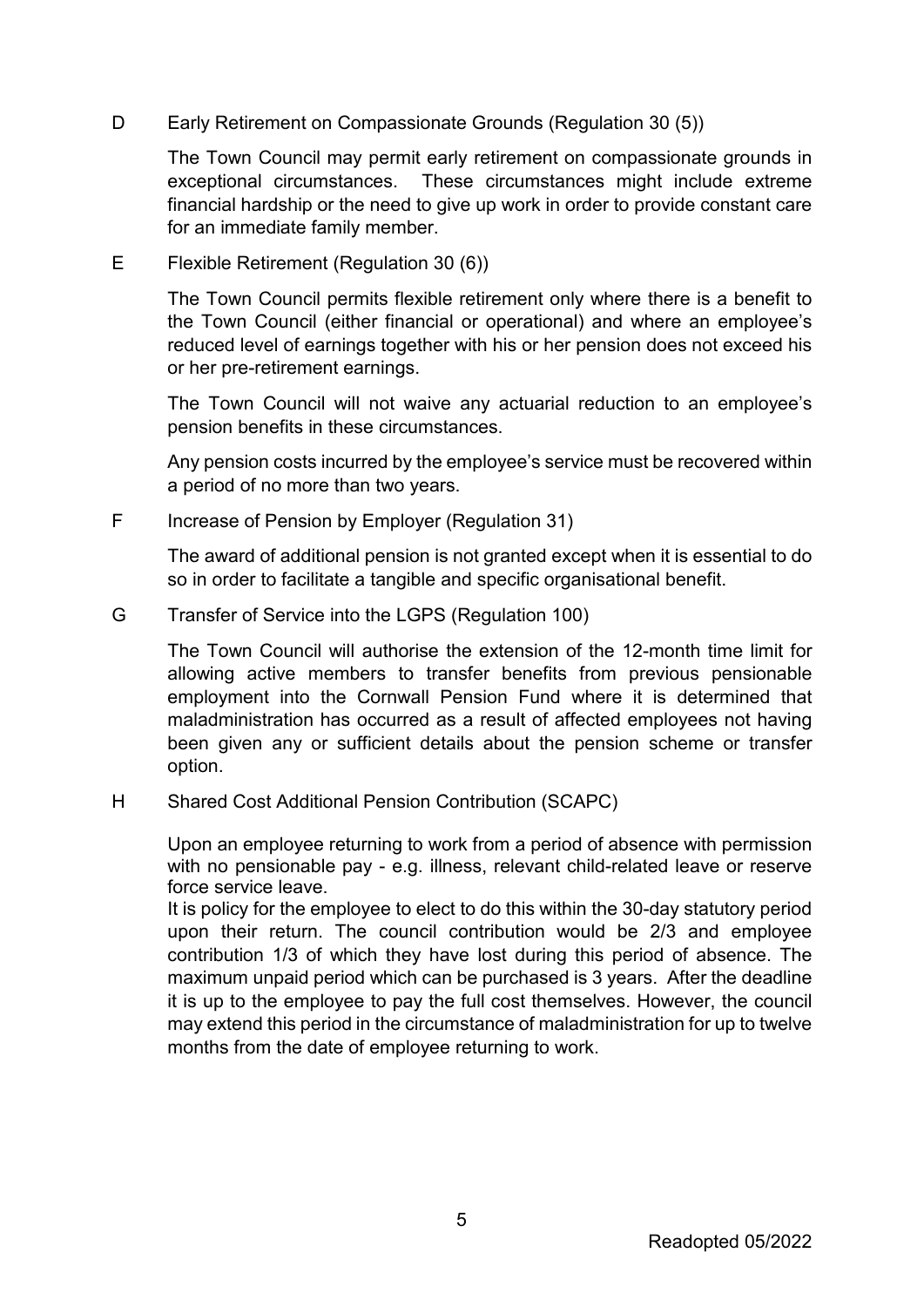D Early Retirement on Compassionate Grounds (Regulation 30 (5))

The Town Council may permit early retirement on compassionate grounds in exceptional circumstances. These circumstances might include extreme financial hardship or the need to give up work in order to provide constant care for an immediate family member.

E Flexible Retirement (Regulation 30 (6))

The Town Council permits flexible retirement only where there is a benefit to the Town Council (either financial or operational) and where an employee's reduced level of earnings together with his or her pension does not exceed his or her pre-retirement earnings.

The Town Council will not waive any actuarial reduction to an employee's pension benefits in these circumstances.

Any pension costs incurred by the employee's service must be recovered within a period of no more than two years.

F Increase of Pension by Employer (Regulation 31)

The award of additional pension is not granted except when it is essential to do so in order to facilitate a tangible and specific organisational benefit.

G Transfer of Service into the LGPS (Regulation 100)

The Town Council will authorise the extension of the 12-month time limit for allowing active members to transfer benefits from previous pensionable employment into the Cornwall Pension Fund where it is determined that maladministration has occurred as a result of affected employees not having been given any or sufficient details about the pension scheme or transfer option.

H Shared Cost Additional Pension Contribution (SCAPC)

Upon an employee returning to work from a period of absence with permission with no pensionable pay - e.g. illness, relevant child-related leave or reserve force service leave.

It is policy for the employee to elect to do this within the 30-day statutory period upon their return. The council contribution would be 2/3 and employee contribution 1/3 of which they have lost during this period of absence. The maximum unpaid period which can be purchased is 3 years. After the deadline it is up to the employee to pay the full cost themselves. However, the council may extend this period in the circumstance of maladministration for up to twelve months from the date of employee returning to work.

Readopted 05/2022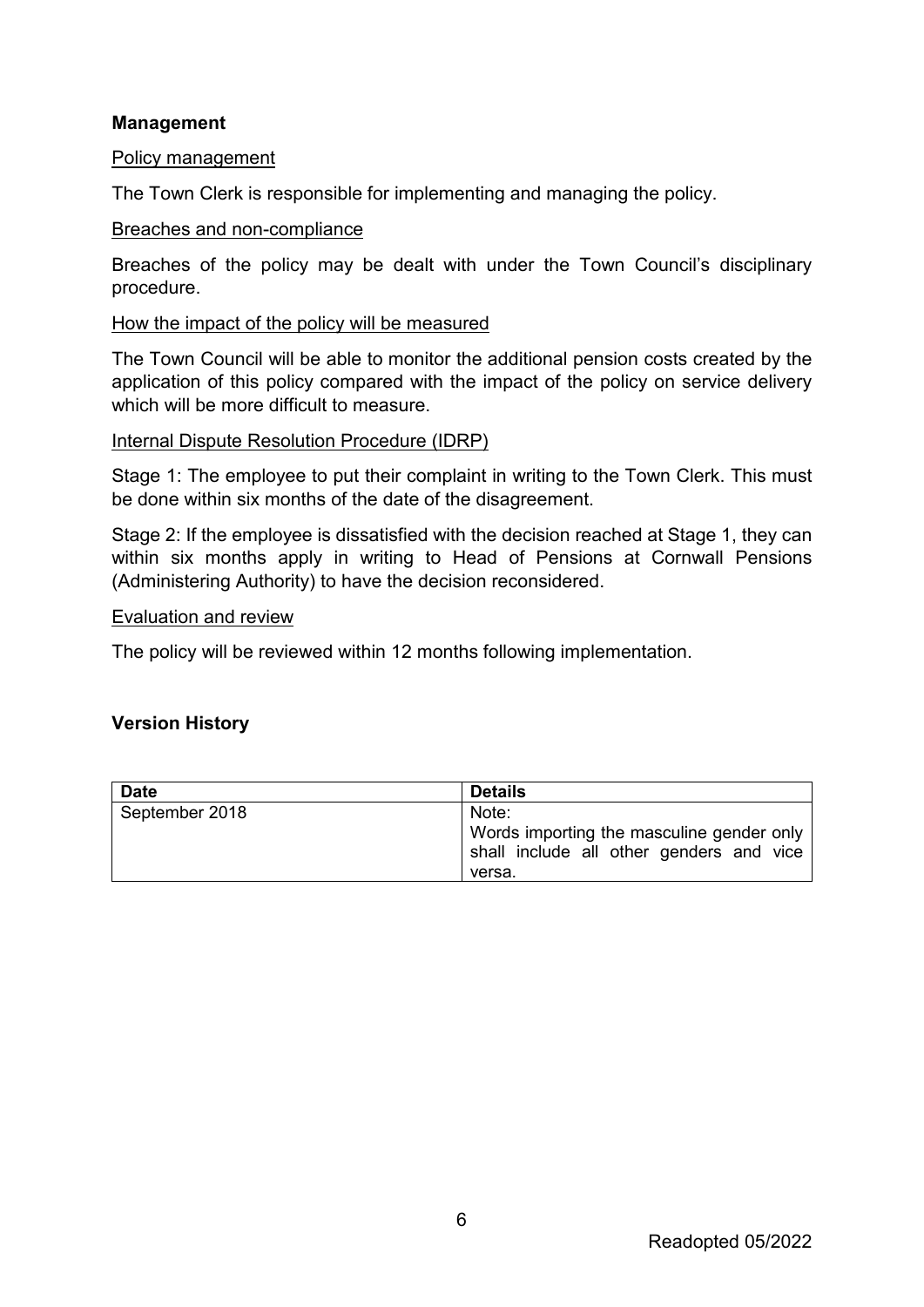**Management**

Policy management

The Town Clerk is responsible for implementing and managing the policy.

Breaches and non-compliance

Breaches of the policy may be dealt with under the Town Council's disciplinary procedure.

How the impact of the policy will be measured

The Town Council will be able to monitor the additional pension costs created by the application of this policy compared with the impact of the policy on service delivery which will be more difficult to measure.

Internal Dispute Resolution Procedure (IDRP)

Stage 1: The employee to put their complaint in writing to the Town Clerk. This must be done within six months of the date of the disagreement.

Stage 2: If the employee is dissatisfied with the decision reached at Stage 1, they can within six months apply in writing to Head of Pensions at Cornwall Pensions (Administering Authority) to have the decision reconsidered.

Evaluation and review

The policy will be reviewed within 12 months following implementation.

**Version History**

| Date | Details |
| --- | --- |
| September 2018 | Note:<br>Words importing the masculine gender only shall include all other genders and vice versa. |

Readopted 05/2022